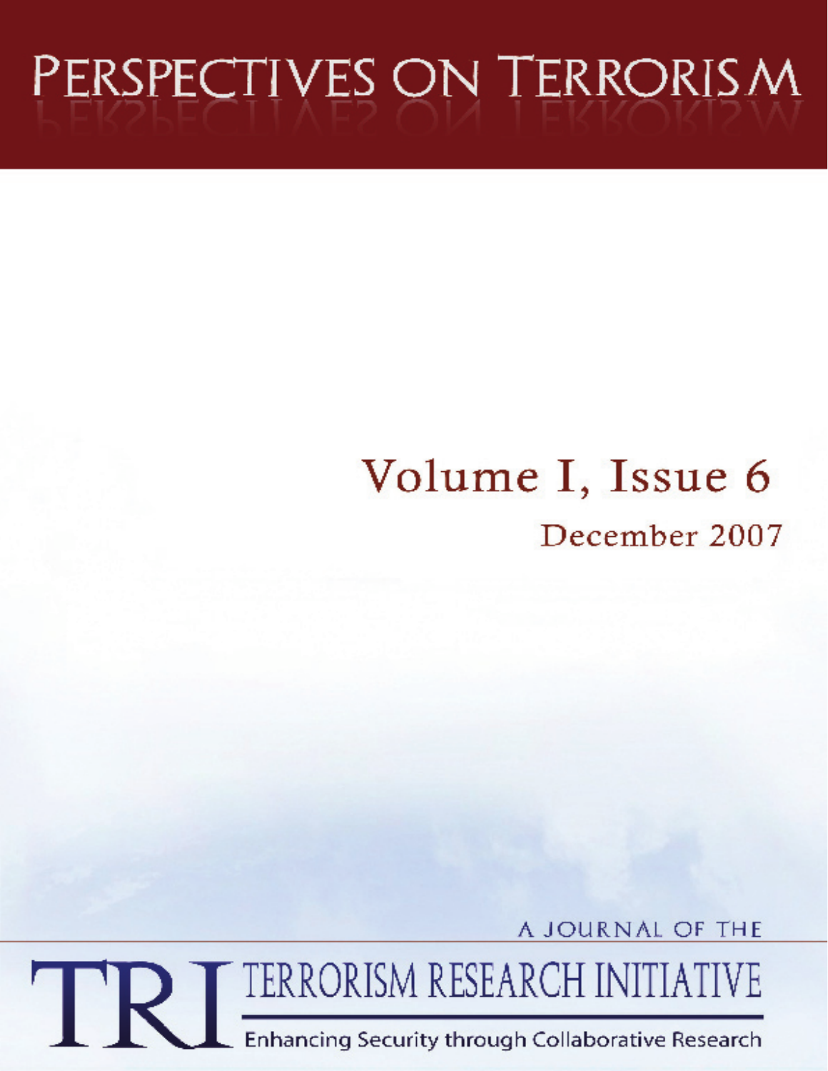# PERSPECTIVES ON TERRORISM

## Volume I, Issue 6

December 2007

A JOURNAL OF THE

TRI TERRORISM RESEARCH INITIATIVE

Enhancing Security through Collaborative Research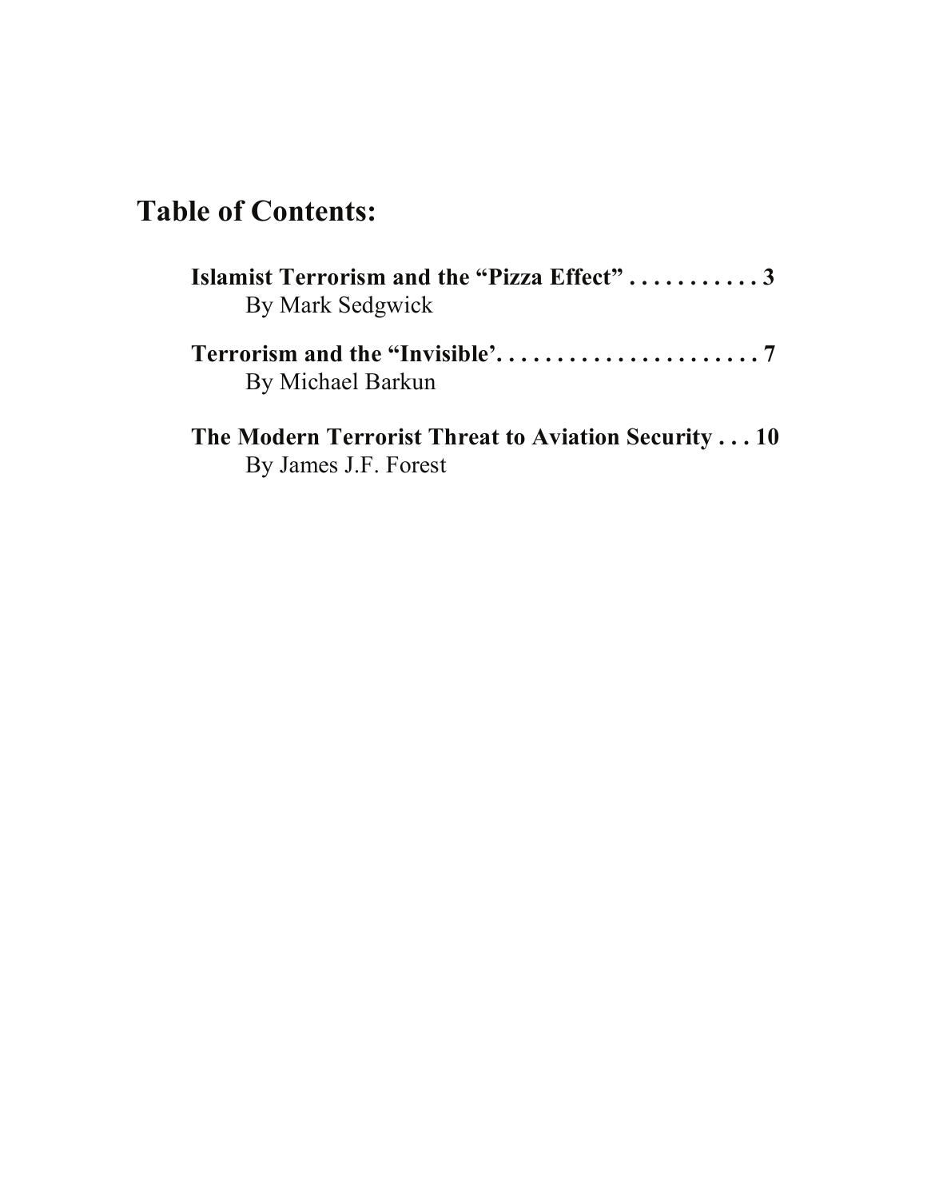# Table of Contents:

**Islamist Terrorism and the "Pizza Effect" . . . . . . . . . . . 3**
By Mark Sedgwick

**Terrorism and the "Invisible'. . . . . . . . . . . . . . . . . . . . . . 7**
By Michael Barkun

**The Modern Terrorist Threat to Aviation Security . . . 10**
By James J.F. Forest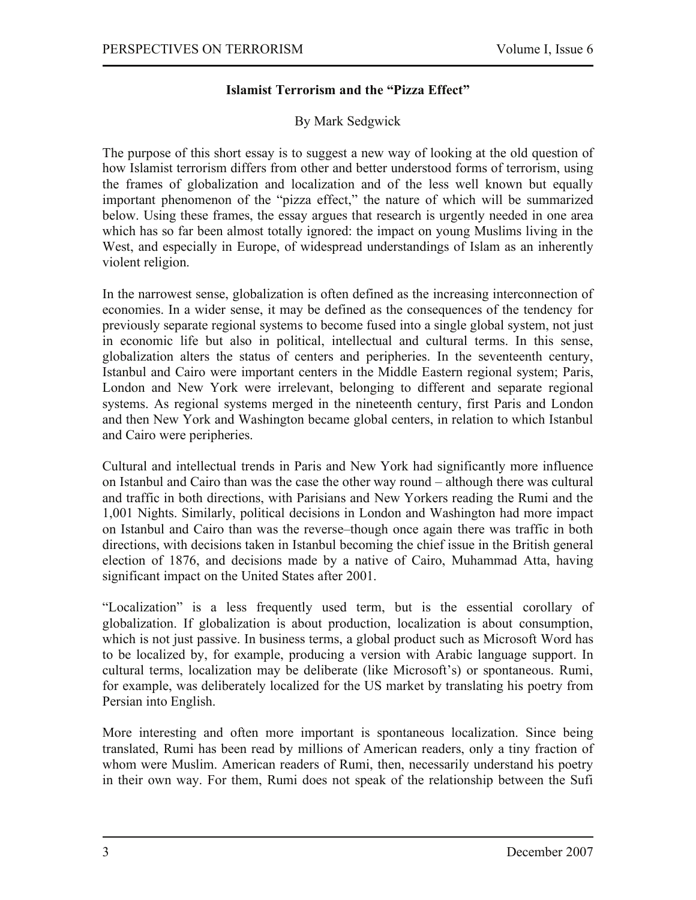### Islamist Terrorism and the "Pizza Effect"

By Mark Sedgwick

The purpose of this short essay is to suggest a new way of looking at the old question of how Islamist terrorism differs from other and better understood forms of terrorism, using the frames of globalization and localization and of the less well known but equally important phenomenon of the "pizza effect," the nature of which will be summarized below. Using these frames, the essay argues that research is urgently needed in one area which has so far been almost totally ignored: the impact on young Muslims living in the West, and especially in Europe, of widespread understandings of Islam as an inherently violent religion.

In the narrowest sense, globalization is often defined as the increasing interconnection of economies. In a wider sense, it may be defined as the consequences of the tendency for previously separate regional systems to become fused into a single global system, not just in economic life but also in political, intellectual and cultural terms. In this sense, globalization alters the status of centers and peripheries. In the seventeenth century, Istanbul and Cairo were important centers in the Middle Eastern regional system; Paris, London and New York were irrelevant, belonging to different and separate regional systems. As regional systems merged in the nineteenth century, first Paris and London and then New York and Washington became global centers, in relation to which Istanbul and Cairo were peripheries.

Cultural and intellectual trends in Paris and New York had significantly more influence on Istanbul and Cairo than was the case the other way round – although there was cultural and traffic in both directions, with Parisians and New Yorkers reading the Rumi and the 1,001 Nights. Similarly, political decisions in London and Washington had more impact on Istanbul and Cairo than was the reverse–though once again there was traffic in both directions, with decisions taken in Istanbul becoming the chief issue in the British general election of 1876, and decisions made by a native of Cairo, Muhammad Atta, having significant impact on the United States after 2001.

"Localization" is a less frequently used term, but is the essential corollary of globalization. If globalization is about production, localization is about consumption, which is not just passive. In business terms, a global product such as Microsoft Word has to be localized by, for example, producing a version with Arabic language support. In cultural terms, localization may be deliberate (like Microsoft's) or spontaneous. Rumi, for example, was deliberately localized for the US market by translating his poetry from Persian into English.

More interesting and often more important is spontaneous localization. Since being translated, Rumi has been read by millions of American readers, only a tiny fraction of whom were Muslim. American readers of Rumi, then, necessarily understand his poetry in their own way. For them, Rumi does not speak of the relationship between the Sufi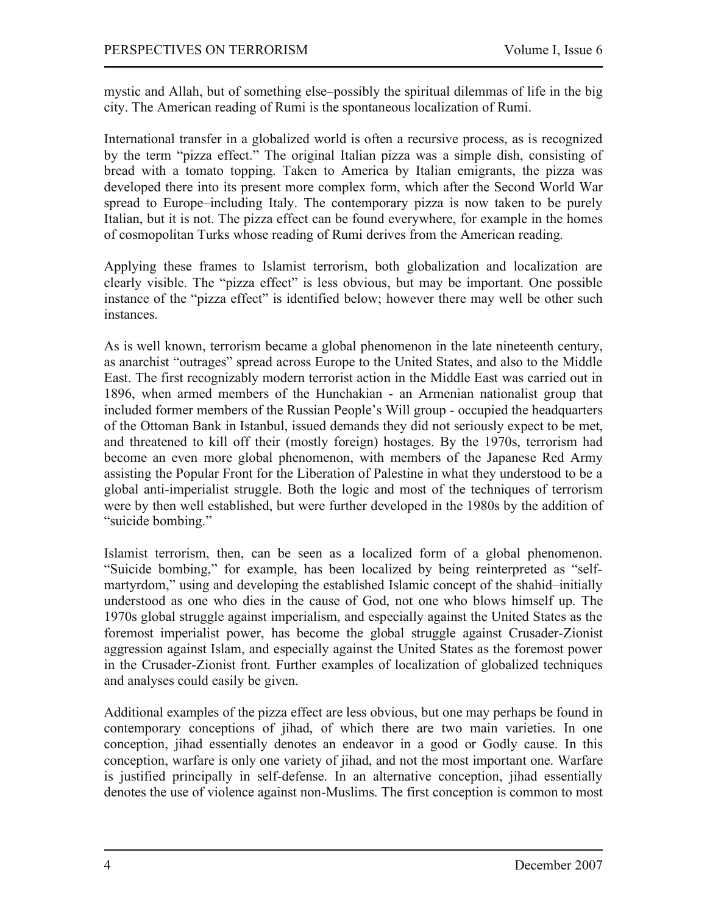mystic and Allah, but of something else–possibly the spiritual dilemmas of life in the big city. The American reading of Rumi is the spontaneous localization of Rumi.

International transfer in a globalized world is often a recursive process, as is recognized by the term "pizza effect." The original Italian pizza was a simple dish, consisting of bread with a tomato topping. Taken to America by Italian emigrants, the pizza was developed there into its present more complex form, which after the Second World War spread to Europe–including Italy. The contemporary pizza is now taken to be purely Italian, but it is not. The pizza effect can be found everywhere, for example in the homes of cosmopolitan Turks whose reading of Rumi derives from the American reading.

Applying these frames to Islamist terrorism, both globalization and localization are clearly visible. The "pizza effect" is less obvious, but may be important. One possible instance of the "pizza effect" is identified below; however there may well be other such instances.

As is well known, terrorism became a global phenomenon in the late nineteenth century, as anarchist "outrages" spread across Europe to the United States, and also to the Middle East. The first recognizably modern terrorist action in the Middle East was carried out in 1896, when armed members of the Hunchakian - an Armenian nationalist group that included former members of the Russian People's Will group - occupied the headquarters of the Ottoman Bank in Istanbul, issued demands they did not seriously expect to be met, and threatened to kill off their (mostly foreign) hostages. By the 1970s, terrorism had become an even more global phenomenon, with members of the Japanese Red Army assisting the Popular Front for the Liberation of Palestine in what they understood to be a global anti-imperialist struggle. Both the logic and most of the techniques of terrorism were by then well established, but were further developed in the 1980s by the addition of "suicide bombing."

Islamist terrorism, then, can be seen as a localized form of a global phenomenon. "Suicide bombing," for example, has been localized by being reinterpreted as "self-martyrdom," using and developing the established Islamic concept of the shahid–initially understood as one who dies in the cause of God, not one who blows himself up. The 1970s global struggle against imperialism, and especially against the United States as the foremost imperialist power, has become the global struggle against Crusader-Zionist aggression against Islam, and especially against the United States as the foremost power in the Crusader-Zionist front. Further examples of localization of globalized techniques and analyses could easily be given.

Additional examples of the pizza effect are less obvious, but one may perhaps be found in contemporary conceptions of jihad, of which there are two main varieties. In one conception, jihad essentially denotes an endeavor in a good or Godly cause. In this conception, warfare is only one variety of jihad, and not the most important one. Warfare is justified principally in self-defense. In an alternative conception, jihad essentially denotes the use of violence against non-Muslims. The first conception is common to most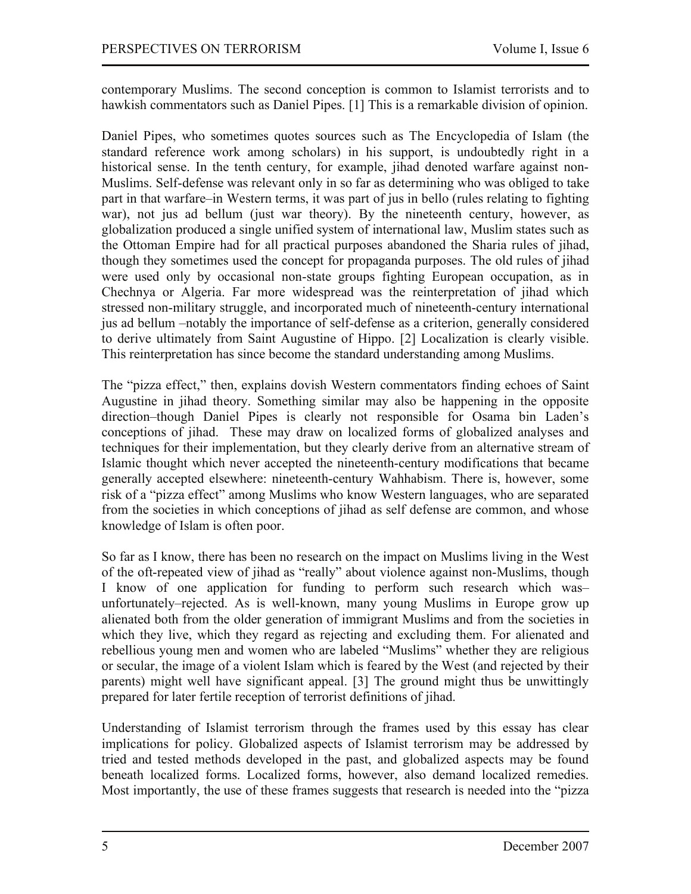contemporary Muslims. The second conception is common to Islamist terrorists and to hawkish commentators such as Daniel Pipes. [1] This is a remarkable division of opinion.

Daniel Pipes, who sometimes quotes sources such as The Encyclopedia of Islam (the standard reference work among scholars) in his support, is undoubtedly right in a historical sense. In the tenth century, for example, jihad denoted warfare against non-Muslims. Self-defense was relevant only in so far as determining who was obliged to take part in that warfare–in Western terms, it was part of jus in bello (rules relating to fighting war), not jus ad bellum (just war theory). By the nineteenth century, however, as globalization produced a single unified system of international law, Muslim states such as the Ottoman Empire had for all practical purposes abandoned the Sharia rules of jihad, though they sometimes used the concept for propaganda purposes. The old rules of jihad were used only by occasional non-state groups fighting European occupation, as in Chechnya or Algeria. Far more widespread was the reinterpretation of jihad which stressed non-military struggle, and incorporated much of nineteenth-century international jus ad bellum –notably the importance of self-defense as a criterion, generally considered to derive ultimately from Saint Augustine of Hippo. [2] Localization is clearly visible. This reinterpretation has since become the standard understanding among Muslims.

The "pizza effect," then, explains dovish Western commentators finding echoes of Saint Augustine in jihad theory. Something similar may also be happening in the opposite direction–though Daniel Pipes is clearly not responsible for Osama bin Laden's conceptions of jihad. These may draw on localized forms of globalized analyses and techniques for their implementation, but they clearly derive from an alternative stream of Islamic thought which never accepted the nineteenth-century modifications that became generally accepted elsewhere: nineteenth-century Wahhabism. There is, however, some risk of a "pizza effect" among Muslims who know Western languages, who are separated from the societies in which conceptions of jihad as self defense are common, and whose knowledge of Islam is often poor.

So far as I know, there has been no research on the impact on Muslims living in the West of the oft-repeated view of jihad as "really" about violence against non-Muslims, though I know of one application for funding to perform such research which was–unfortunately–rejected. As is well-known, many young Muslims in Europe grow up alienated both from the older generation of immigrant Muslims and from the societies in which they live, which they regard as rejecting and excluding them. For alienated and rebellious young men and women who are labeled "Muslims" whether they are religious or secular, the image of a violent Islam which is feared by the West (and rejected by their parents) might well have significant appeal. [3] The ground might thus be unwittingly prepared for later fertile reception of terrorist definitions of jihad.

Understanding of Islamist terrorism through the frames used by this essay has clear implications for policy. Globalized aspects of Islamist terrorism may be addressed by tried and tested methods developed in the past, and globalized aspects may be found beneath localized forms. Localized forms, however, also demand localized remedies. Most importantly, the use of these frames suggests that research is needed into the "pizza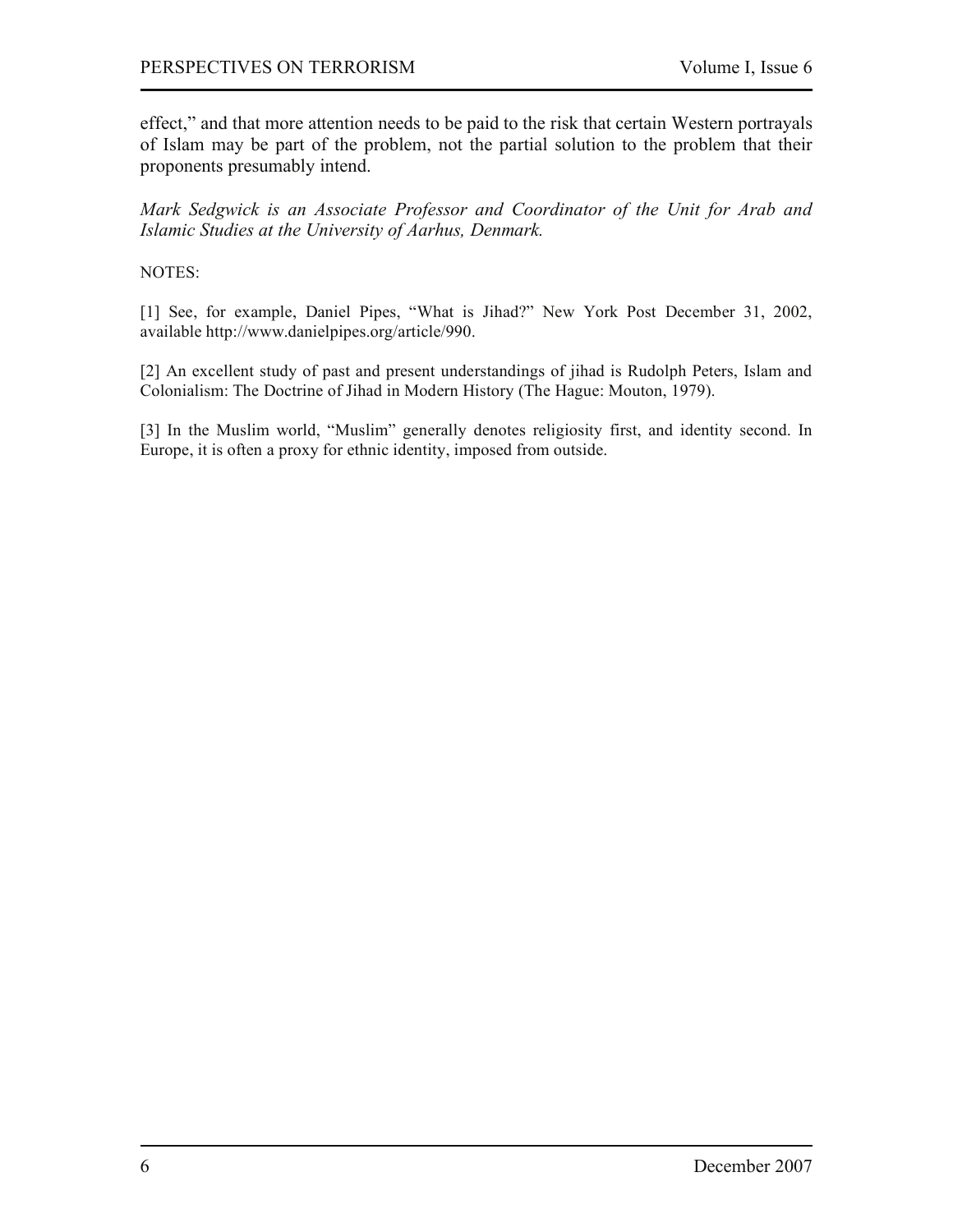effect," and that more attention needs to be paid to the risk that certain Western portrayals of Islam may be part of the problem, not the partial solution to the problem that their proponents presumably intend.

*Mark Sedgwick is an Associate Professor and Coordinator of the Unit for Arab and Islamic Studies at the University of Aarhus, Denmark.*

NOTES:

[1] See, for example, Daniel Pipes, "What is Jihad?" New York Post December 31, 2002, available http://www.danielpipes.org/article/990.

[2] An excellent study of past and present understandings of jihad is Rudolph Peters, Islam and Colonialism: The Doctrine of Jihad in Modern History (The Hague: Mouton, 1979).

[3] In the Muslim world, "Muslim" generally denotes religiosity first, and identity second. In Europe, it is often a proxy for ethnic identity, imposed from outside.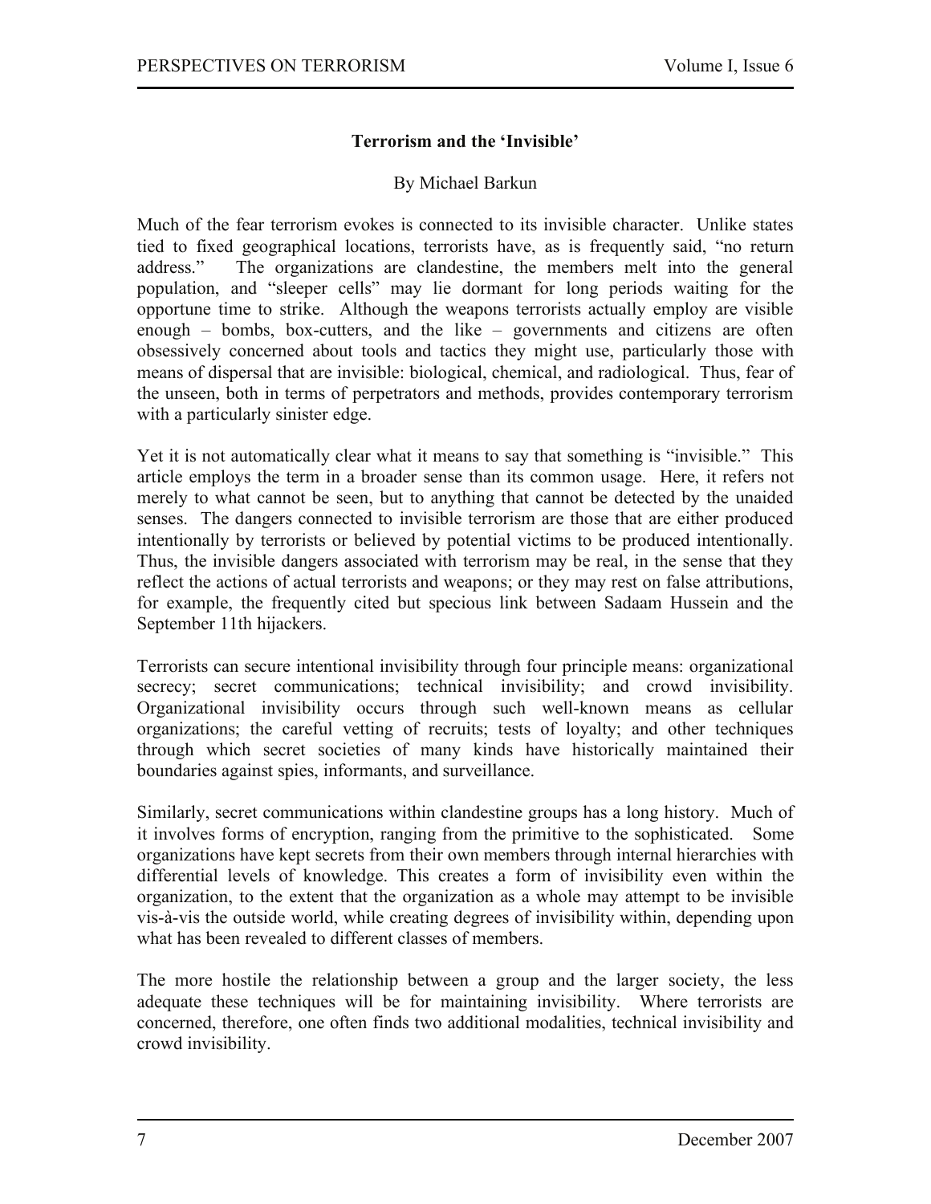## Terrorism and the 'Invisible'

By Michael Barkun

Much of the fear terrorism evokes is connected to its invisible character. Unlike states tied to fixed geographical locations, terrorists have, as is frequently said, "no return address." The organizations are clandestine, the members melt into the general population, and "sleeper cells" may lie dormant for long periods waiting for the opportune time to strike. Although the weapons terrorists actually employ are visible enough – bombs, box-cutters, and the like – governments and citizens are often obsessively concerned about tools and tactics they might use, particularly those with means of dispersal that are invisible: biological, chemical, and radiological. Thus, fear of the unseen, both in terms of perpetrators and methods, provides contemporary terrorism with a particularly sinister edge.

Yet it is not automatically clear what it means to say that something is "invisible." This article employs the term in a broader sense than its common usage. Here, it refers not merely to what cannot be seen, but to anything that cannot be detected by the unaided senses. The dangers connected to invisible terrorism are those that are either produced intentionally by terrorists or believed by potential victims to be produced intentionally. Thus, the invisible dangers associated with terrorism may be real, in the sense that they reflect the actions of actual terrorists and weapons; or they may rest on false attributions, for example, the frequently cited but specious link between Sadaam Hussein and the September 11th hijackers.

Terrorists can secure intentional invisibility through four principle means: organizational secrecy; secret communications; technical invisibility; and crowd invisibility. Organizational invisibility occurs through such well-known means as cellular organizations; the careful vetting of recruits; tests of loyalty; and other techniques through which secret societies of many kinds have historically maintained their boundaries against spies, informants, and surveillance.

Similarly, secret communications within clandestine groups has a long history. Much of it involves forms of encryption, ranging from the primitive to the sophisticated. Some organizations have kept secrets from their own members through internal hierarchies with differential levels of knowledge. This creates a form of invisibility even within the organization, to the extent that the organization as a whole may attempt to be invisible vis-à-vis the outside world, while creating degrees of invisibility within, depending upon what has been revealed to different classes of members.

The more hostile the relationship between a group and the larger society, the less adequate these techniques will be for maintaining invisibility. Where terrorists are concerned, therefore, one often finds two additional modalities, technical invisibility and crowd invisibility.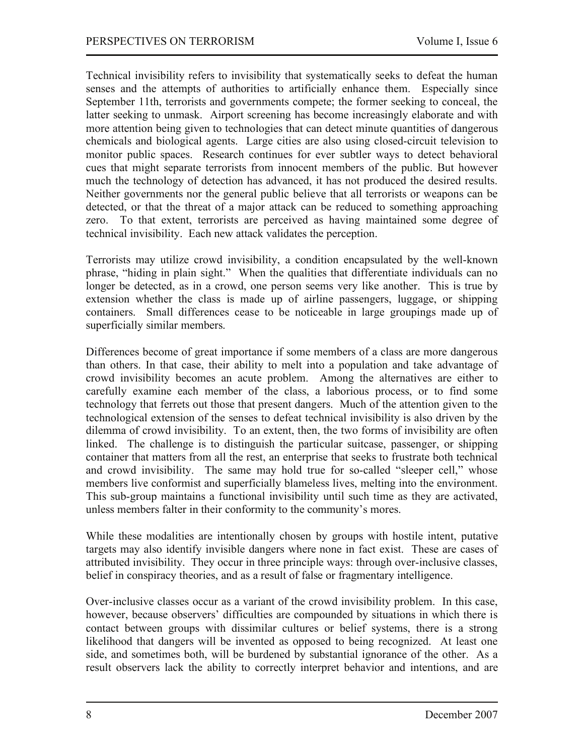Technical invisibility refers to invisibility that systematically seeks to defeat the human senses and the attempts of authorities to artificially enhance them. Especially since September 11th, terrorists and governments compete; the former seeking to conceal, the latter seeking to unmask. Airport screening has become increasingly elaborate and with more attention being given to technologies that can detect minute quantities of dangerous chemicals and biological agents. Large cities are also using closed-circuit television to monitor public spaces. Research continues for ever subtler ways to detect behavioral cues that might separate terrorists from innocent members of the public. But however much the technology of detection has advanced, it has not produced the desired results. Neither governments nor the general public believe that all terrorists or weapons can be detected, or that the threat of a major attack can be reduced to something approaching zero. To that extent, terrorists are perceived as having maintained some degree of technical invisibility. Each new attack validates the perception.

Terrorists may utilize crowd invisibility, a condition encapsulated by the well-known phrase, "hiding in plain sight." When the qualities that differentiate individuals can no longer be detected, as in a crowd, one person seems very like another. This is true by extension whether the class is made up of airline passengers, luggage, or shipping containers. Small differences cease to be noticeable in large groupings made up of superficially similar members.

Differences become of great importance if some members of a class are more dangerous than others. In that case, their ability to melt into a population and take advantage of crowd invisibility becomes an acute problem. Among the alternatives are either to carefully examine each member of the class, a laborious process, or to find some technology that ferrets out those that present dangers. Much of the attention given to the technological extension of the senses to defeat technical invisibility is also driven by the dilemma of crowd invisibility. To an extent, then, the two forms of invisibility are often linked. The challenge is to distinguish the particular suitcase, passenger, or shipping container that matters from all the rest, an enterprise that seeks to frustrate both technical and crowd invisibility. The same may hold true for so-called "sleeper cell," whose members live conformist and superficially blameless lives, melting into the environment. This sub-group maintains a functional invisibility until such time as they are activated, unless members falter in their conformity to the community's mores.

While these modalities are intentionally chosen by groups with hostile intent, putative targets may also identify invisible dangers where none in fact exist. These are cases of attributed invisibility. They occur in three principle ways: through over-inclusive classes, belief in conspiracy theories, and as a result of false or fragmentary intelligence.

Over-inclusive classes occur as a variant of the crowd invisibility problem. In this case, however, because observers' difficulties are compounded by situations in which there is contact between groups with dissimilar cultures or belief systems, there is a strong likelihood that dangers will be invented as opposed to being recognized. At least one side, and sometimes both, will be burdened by substantial ignorance of the other. As a result observers lack the ability to correctly interpret behavior and intentions, and are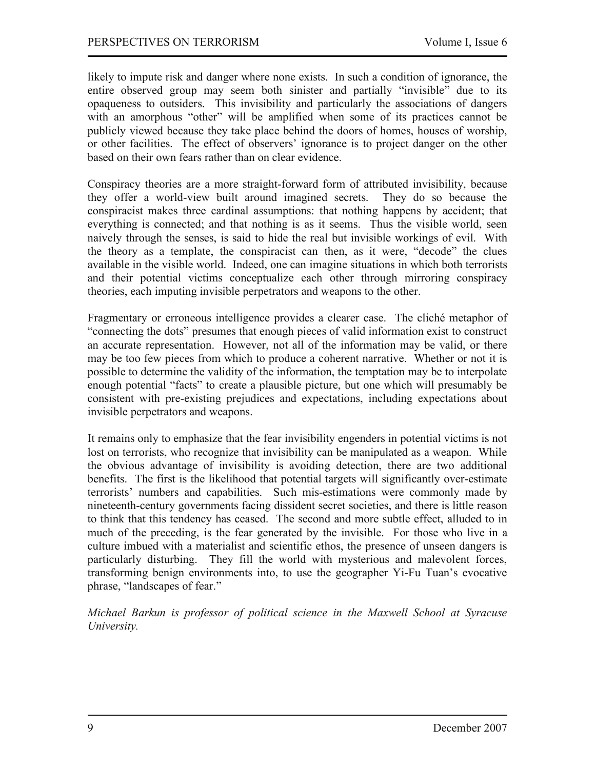likely to impute risk and danger where none exists. In such a condition of ignorance, the entire observed group may seem both sinister and partially "invisible" due to its opaqueness to outsiders. This invisibility and particularly the associations of dangers with an amorphous "other" will be amplified when some of its practices cannot be publicly viewed because they take place behind the doors of homes, houses of worship, or other facilities. The effect of observers' ignorance is to project danger on the other based on their own fears rather than on clear evidence.

Conspiracy theories are a more straight-forward form of attributed invisibility, because they offer a world-view built around imagined secrets. They do so because the conspiracist makes three cardinal assumptions: that nothing happens by accident; that everything is connected; and that nothing is as it seems. Thus the visible world, seen naively through the senses, is said to hide the real but invisible workings of evil. With the theory as a template, the conspiracist can then, as it were, "decode" the clues available in the visible world. Indeed, one can imagine situations in which both terrorists and their potential victims conceptualize each other through mirroring conspiracy theories, each imputing invisible perpetrators and weapons to the other.

Fragmentary or erroneous intelligence provides a clearer case. The cliché metaphor of "connecting the dots" presumes that enough pieces of valid information exist to construct an accurate representation. However, not all of the information may be valid, or there may be too few pieces from which to produce a coherent narrative. Whether or not it is possible to determine the validity of the information, the temptation may be to interpolate enough potential "facts" to create a plausible picture, but one which will presumably be consistent with pre-existing prejudices and expectations, including expectations about invisible perpetrators and weapons.

It remains only to emphasize that the fear invisibility engenders in potential victims is not lost on terrorists, who recognize that invisibility can be manipulated as a weapon. While the obvious advantage of invisibility is avoiding detection, there are two additional benefits. The first is the likelihood that potential targets will significantly over-estimate terrorists' numbers and capabilities. Such mis-estimations were commonly made by nineteenth-century governments facing dissident secret societies, and there is little reason to think that this tendency has ceased. The second and more subtle effect, alluded to in much of the preceding, is the fear generated by the invisible. For those who live in a culture imbued with a materialist and scientific ethos, the presence of unseen dangers is particularly disturbing. They fill the world with mysterious and malevolent forces, transforming benign environments into, to use the geographer Yi-Fu Tuan's evocative phrase, "landscapes of fear."

*Michael Barkun is professor of political science in the Maxwell School at Syracuse University.*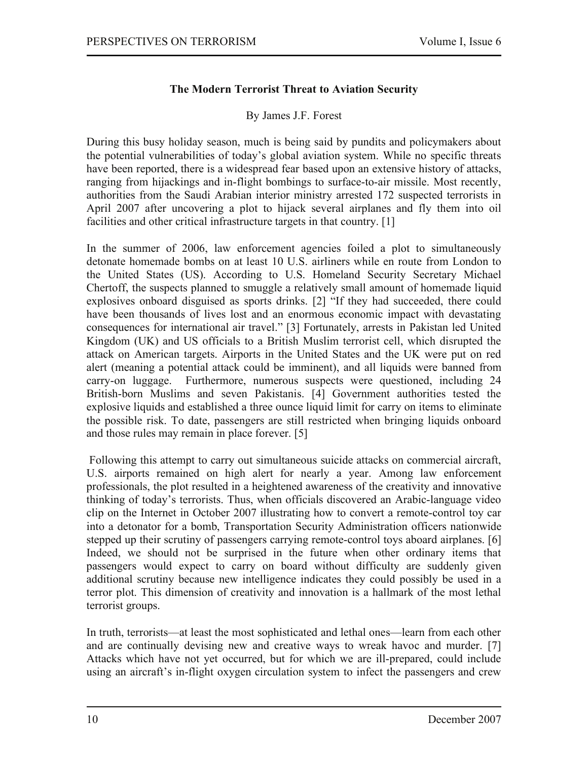### The Modern Terrorist Threat to Aviation Security

By James J.F. Forest

During this busy holiday season, much is being said by pundits and policymakers about the potential vulnerabilities of today's global aviation system. While no specific threats have been reported, there is a widespread fear based upon an extensive history of attacks, ranging from hijackings and in-flight bombings to surface-to-air missile. Most recently, authorities from the Saudi Arabian interior ministry arrested 172 suspected terrorists in April 2007 after uncovering a plot to hijack several airplanes and fly them into oil facilities and other critical infrastructure targets in that country. [1]

In the summer of 2006, law enforcement agencies foiled a plot to simultaneously detonate homemade bombs on at least 10 U.S. airliners while en route from London to the United States (US). According to U.S. Homeland Security Secretary Michael Chertoff, the suspects planned to smuggle a relatively small amount of homemade liquid explosives onboard disguised as sports drinks. [2] "If they had succeeded, there could have been thousands of lives lost and an enormous economic impact with devastating consequences for international air travel." [3] Fortunately, arrests in Pakistan led United Kingdom (UK) and US officials to a British Muslim terrorist cell, which disrupted the attack on American targets. Airports in the United States and the UK were put on red alert (meaning a potential attack could be imminent), and all liquids were banned from carry-on luggage. Furthermore, numerous suspects were questioned, including 24 British-born Muslims and seven Pakistanis. [4] Government authorities tested the explosive liquids and established a three ounce liquid limit for carry on items to eliminate the possible risk. To date, passengers are still restricted when bringing liquids onboard and those rules may remain in place forever. [5]

Following this attempt to carry out simultaneous suicide attacks on commercial aircraft, U.S. airports remained on high alert for nearly a year. Among law enforcement professionals, the plot resulted in a heightened awareness of the creativity and innovative thinking of today's terrorists. Thus, when officials discovered an Arabic-language video clip on the Internet in October 2007 illustrating how to convert a remote-control toy car into a detonator for a bomb, Transportation Security Administration officers nationwide stepped up their scrutiny of passengers carrying remote-control toys aboard airplanes. [6] Indeed, we should not be surprised in the future when other ordinary items that passengers would expect to carry on board without difficulty are suddenly given additional scrutiny because new intelligence indicates they could possibly be used in a terror plot. This dimension of creativity and innovation is a hallmark of the most lethal terrorist groups.

In truth, terrorists—at least the most sophisticated and lethal ones—learn from each other and are continually devising new and creative ways to wreak havoc and murder. [7] Attacks which have not yet occurred, but for which we are ill-prepared, could include using an aircraft's in-flight oxygen circulation system to infect the passengers and crew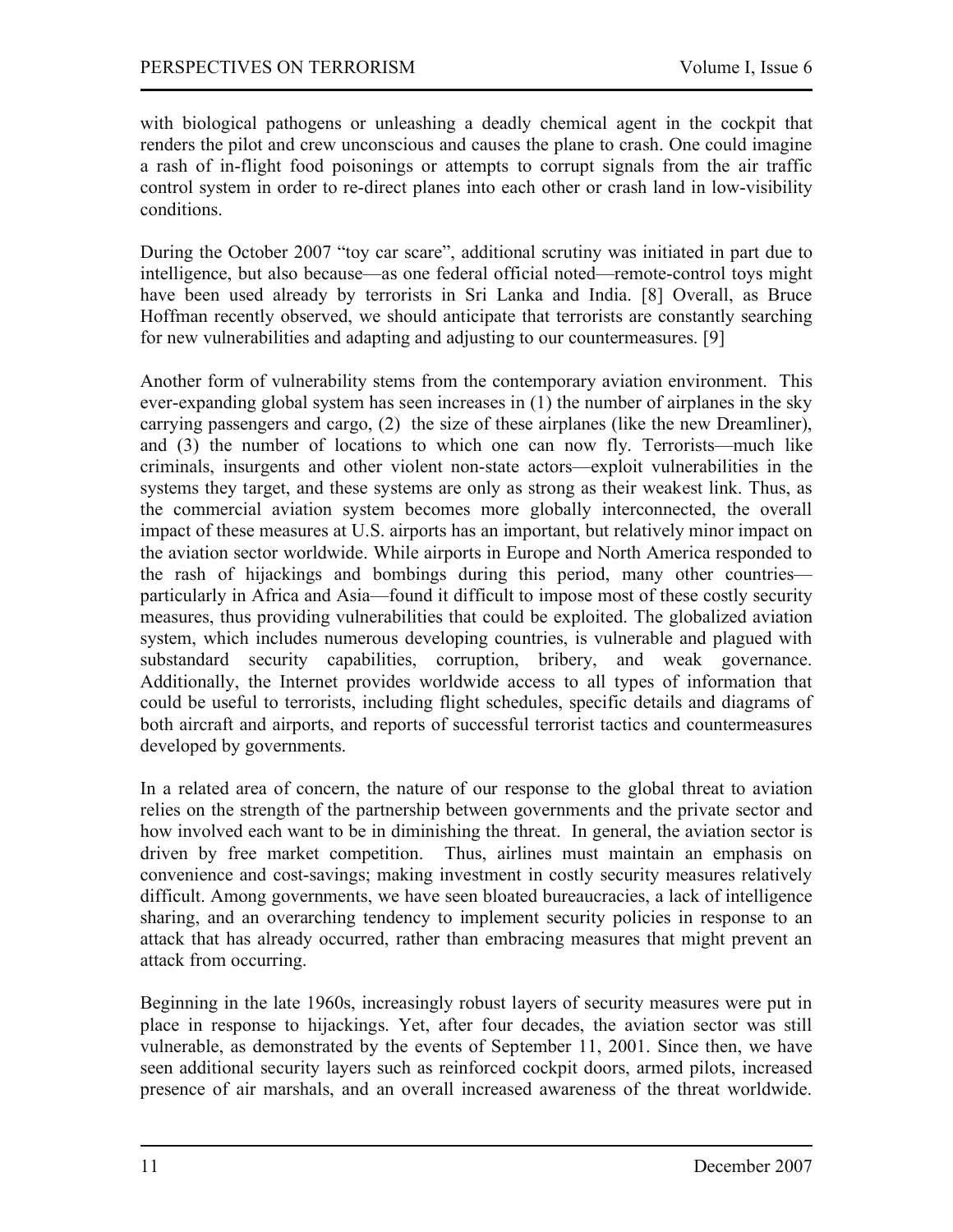with biological pathogens or unleashing a deadly chemical agent in the cockpit that renders the pilot and crew unconscious and causes the plane to crash. One could imagine a rash of in-flight food poisonings or attempts to corrupt signals from the air traffic control system in order to re-direct planes into each other or crash land in low-visibility conditions.

During the October 2007 "toy car scare", additional scrutiny was initiated in part due to intelligence, but also because—as one federal official noted—remote-control toys might have been used already by terrorists in Sri Lanka and India. [8] Overall, as Bruce Hoffman recently observed, we should anticipate that terrorists are constantly searching for new vulnerabilities and adapting and adjusting to our countermeasures. [9]

Another form of vulnerability stems from the contemporary aviation environment. This ever-expanding global system has seen increases in (1) the number of airplanes in the sky carrying passengers and cargo, (2) the size of these airplanes (like the new Dreamliner), and (3) the number of locations to which one can now fly. Terrorists—much like criminals, insurgents and other violent non-state actors—exploit vulnerabilities in the systems they target, and these systems are only as strong as their weakest link. Thus, as the commercial aviation system becomes more globally interconnected, the overall impact of these measures at U.S. airports has an important, but relatively minor impact on the aviation sector worldwide. While airports in Europe and North America responded to the rash of hijackings and bombings during this period, many other countries—particularly in Africa and Asia—found it difficult to impose most of these costly security measures, thus providing vulnerabilities that could be exploited. The globalized aviation system, which includes numerous developing countries, is vulnerable and plagued with substandard security capabilities, corruption, bribery, and weak governance. Additionally, the Internet provides worldwide access to all types of information that could be useful to terrorists, including flight schedules, specific details and diagrams of both aircraft and airports, and reports of successful terrorist tactics and countermeasures developed by governments.

In a related area of concern, the nature of our response to the global threat to aviation relies on the strength of the partnership between governments and the private sector and how involved each want to be in diminishing the threat. In general, the aviation sector is driven by free market competition. Thus, airlines must maintain an emphasis on convenience and cost-savings; making investment in costly security measures relatively difficult. Among governments, we have seen bloated bureaucracies, a lack of intelligence sharing, and an overarching tendency to implement security policies in response to an attack that has already occurred, rather than embracing measures that might prevent an attack from occurring.

Beginning in the late 1960s, increasingly robust layers of security measures were put in place in response to hijackings. Yet, after four decades, the aviation sector was still vulnerable, as demonstrated by the events of September 11, 2001. Since then, we have seen additional security layers such as reinforced cockpit doors, armed pilots, increased presence of air marshals, and an overall increased awareness of the threat worldwide.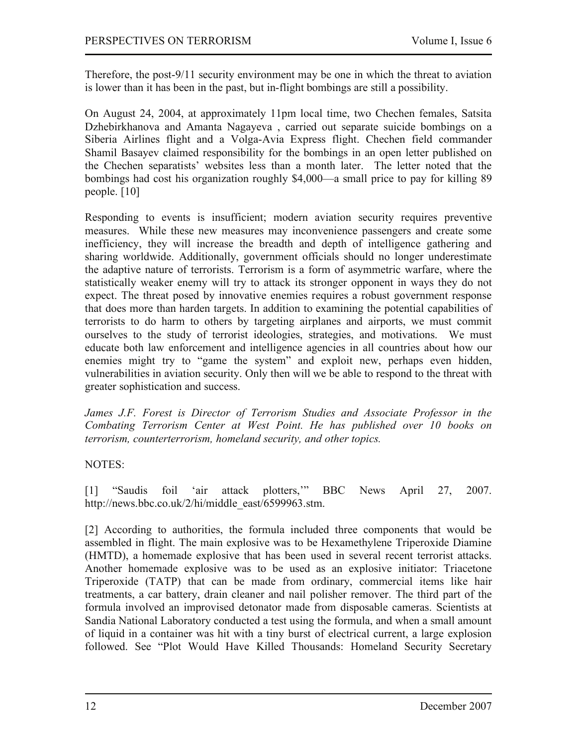Therefore, the post-9/11 security environment may be one in which the threat to aviation is lower than it has been in the past, but in-flight bombings are still a possibility.

On August 24, 2004, at approximately 11pm local time, two Chechen females, Satsita Dzhebirkhanova and Amanta Nagayeva , carried out separate suicide bombings on a Siberia Airlines flight and a Volga-Avia Express flight. Chechen field commander Shamil Basayev claimed responsibility for the bombings in an open letter published on the Chechen separatists' websites less than a month later. The letter noted that the bombings had cost his organization roughly $4,000—a small price to pay for killing 89 people. [10]

Responding to events is insufficient; modern aviation security requires preventive measures. While these new measures may inconvenience passengers and create some inefficiency, they will increase the breadth and depth of intelligence gathering and sharing worldwide. Additionally, government officials should no longer underestimate the adaptive nature of terrorists. Terrorism is a form of asymmetric warfare, where the statistically weaker enemy will try to attack its stronger opponent in ways they do not expect. The threat posed by innovative enemies requires a robust government response that does more than harden targets. In addition to examining the potential capabilities of terrorists to do harm to others by targeting airplanes and airports, we must commit ourselves to the study of terrorist ideologies, strategies, and motivations. We must educate both law enforcement and intelligence agencies in all countries about how our enemies might try to "game the system" and exploit new, perhaps even hidden, vulnerabilities in aviation security. Only then will we be able to respond to the threat with greater sophistication and success.

*James J.F. Forest is Director of Terrorism Studies and Associate Professor in the Combating Terrorism Center at West Point. He has published over 10 books on terrorism, counterterrorism, homeland security, and other topics.*

NOTES:

[1] "Saudis foil 'air attack plotters,'" BBC News April 27, 2007. http://news.bbc.co.uk/2/hi/middle_east/6599963.stm.

[2] According to authorities, the formula included three components that would be assembled in flight. The main explosive was to be Hexamethylene Triperoxide Diamine (HMTD), a homemade explosive that has been used in several recent terrorist attacks. Another homemade explosive was to be used as an explosive initiator: Triacetone Triperoxide (TATP) that can be made from ordinary, commercial items like hair treatments, a car battery, drain cleaner and nail polisher remover. The third part of the formula involved an improvised detonator made from disposable cameras. Scientists at Sandia National Laboratory conducted a test using the formula, and when a small amount of liquid in a container was hit with a tiny burst of electrical current, a large explosion followed. See "Plot Would Have Killed Thousands: Homeland Security Secretary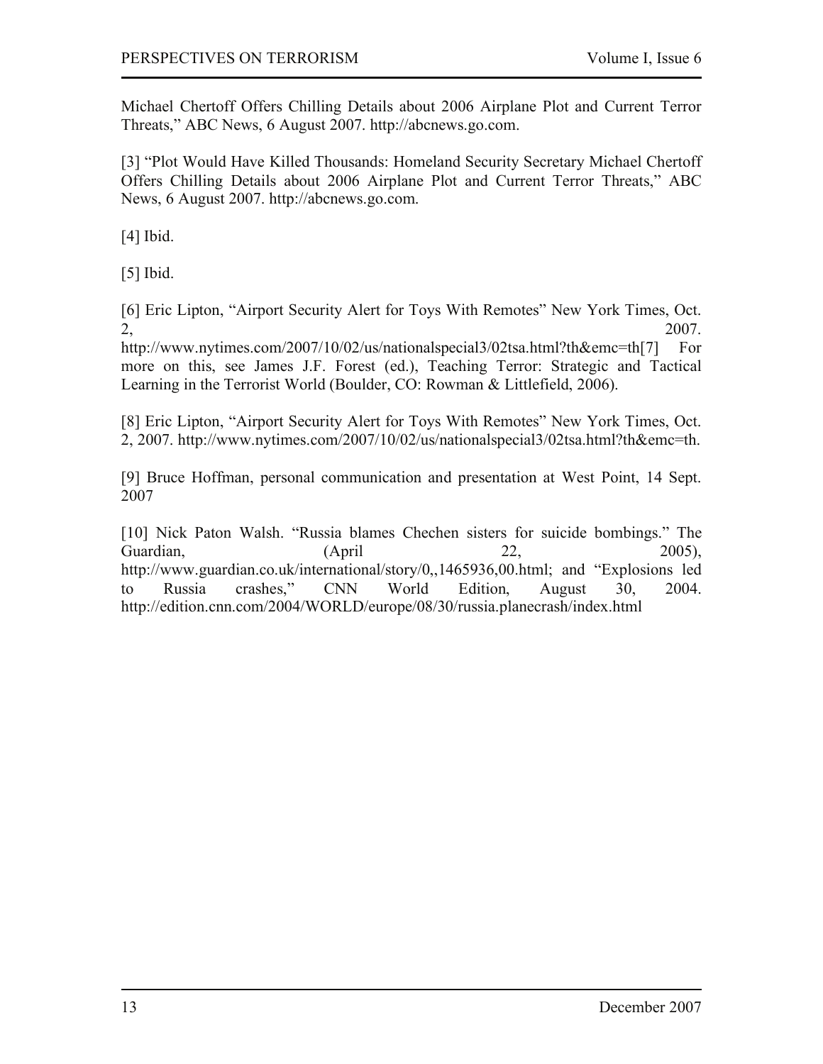Michael Chertoff Offers Chilling Details about 2006 Airplane Plot and Current Terror Threats," ABC News, 6 August 2007. http://abcnews.go.com.

[3] "Plot Would Have Killed Thousands: Homeland Security Secretary Michael Chertoff Offers Chilling Details about 2006 Airplane Plot and Current Terror Threats," ABC News, 6 August 2007. http://abcnews.go.com.

[4] Ibid.

[5] Ibid.

[6] Eric Lipton, "Airport Security Alert for Toys With Remotes" New York Times, Oct. 2, 2007. http://www.nytimes.com/2007/10/02/us/nationalspecial3/02tsa.html?th&emc=th[7] For more on this, see James J.F. Forest (ed.), Teaching Terror: Strategic and Tactical Learning in the Terrorist World (Boulder, CO: Rowman & Littlefield, 2006).

[8] Eric Lipton, "Airport Security Alert for Toys With Remotes" New York Times, Oct. 2, 2007. http://www.nytimes.com/2007/10/02/us/nationalspecial3/02tsa.html?th&emc=th.

[9] Bruce Hoffman, personal communication and presentation at West Point, 14 Sept. 2007

[10] Nick Paton Walsh. "Russia blames Chechen sisters for suicide bombings." The Guardian, (April 22, 2005), http://www.guardian.co.uk/international/story/0,,1465936,00.html; and "Explosions led to Russia crashes," CNN World Edition, August 30, 2004. http://edition.cnn.com/2004/WORLD/europe/08/30/russia.planecrash/index.html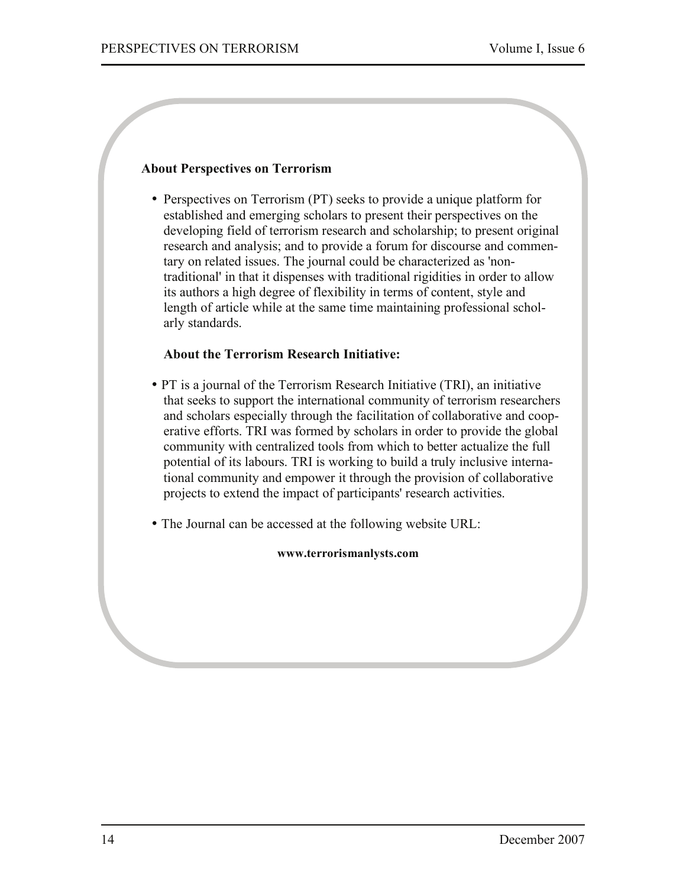**About Perspectives on Terrorism**

- Perspectives on Terrorism (PT) seeks to provide a unique platform for established and emerging scholars to present their perspectives on the developing field of terrorism research and scholarship; to present original research and analysis; and to provide a forum for discourse and commentary on related issues. The journal could be characterized as 'non-traditional' in that it dispenses with traditional rigidities in order to allow its authors a high degree of flexibility in terms of content, style and length of article while at the same time maintaining professional scholarly standards.

**About the Terrorism Research Initiative:**

- PT is a journal of the Terrorism Research Initiative (TRI), an initiative that seeks to support the international community of terrorism researchers and scholars especially through the facilitation of collaborative and cooperative efforts. TRI was formed by scholars in order to provide the global community with centralized tools from which to better actualize the full potential of its labours. TRI is working to build a truly inclusive international community and empower it through the provision of collaborative projects to extend the impact of participants' research activities.

- The Journal can be accessed at the following website URL:

**www.terrorismanlysts.com**